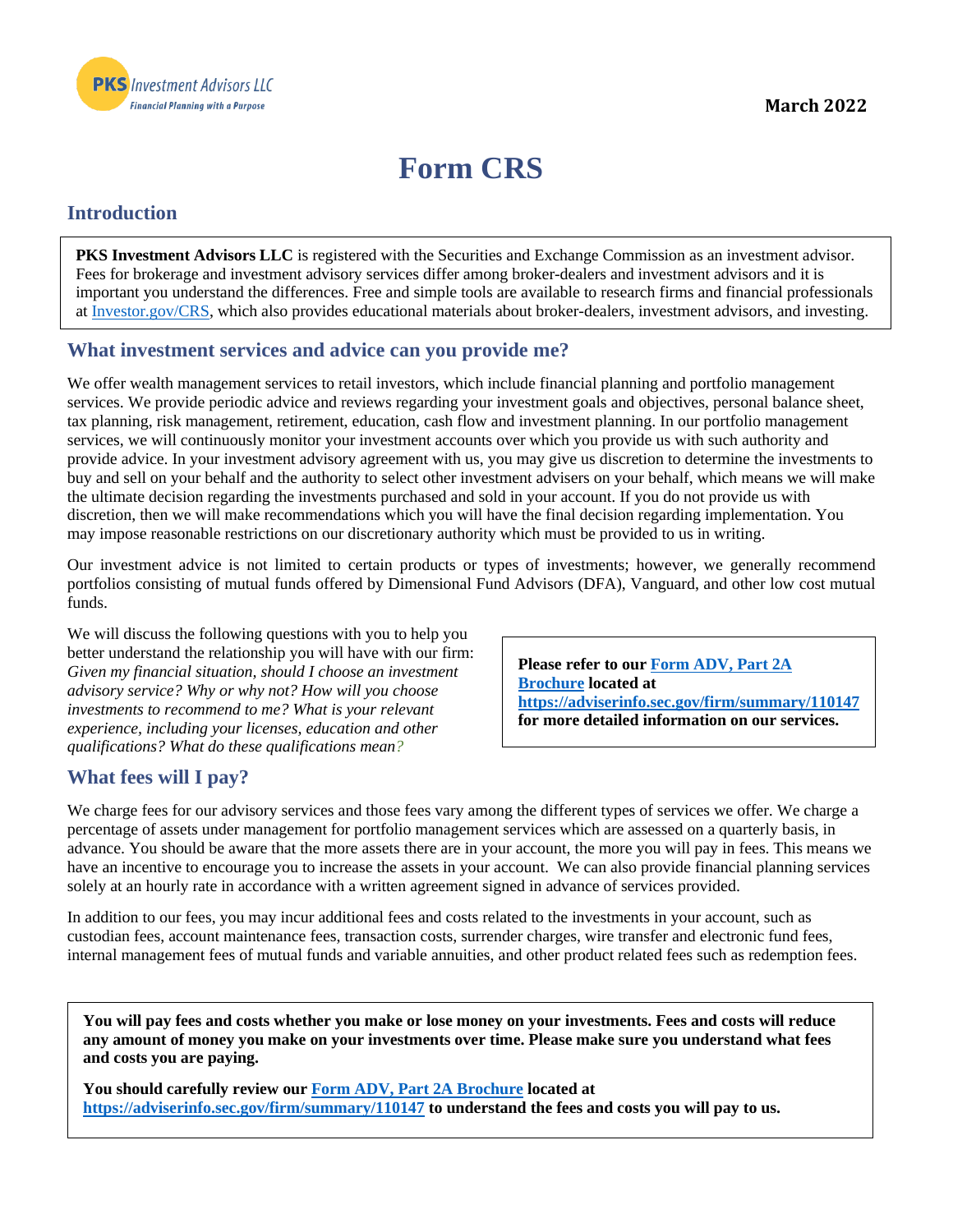**PKS** Investment Advisors LLC
Financial Planning with a Purpose

March 2022

# Form CRS

## Introduction

**PKS Investment Advisors LLC** is registered with the Securities and Exchange Commission as an investment advisor. Fees for brokerage and investment advisory services differ among broker-dealers and investment advisors and it is important you understand the differences. Free and simple tools are available to research firms and financial professionals at Investor.gov/CRS, which also provides educational materials about broker-dealers, investment advisors, and investing.

## What investment services and advice can you provide me?

We offer wealth management services to retail investors, which include financial planning and portfolio management services. We provide periodic advice and reviews regarding your investment goals and objectives, personal balance sheet, tax planning, risk management, retirement, education, cash flow and investment planning. In our portfolio management services, we will continuously monitor your investment accounts over which you provide us with such authority and provide advice. In your investment advisory agreement with us, you may give us discretion to determine the investments to buy and sell on your behalf and the authority to select other investment advisers on your behalf, which means we will make the ultimate decision regarding the investments purchased and sold in your account. If you do not provide us with discretion, then we will make recommendations which you will have the final decision regarding implementation. You may impose reasonable restrictions on our discretionary authority which must be provided to us in writing.

Our investment advice is not limited to certain products or types of investments; however, we generally recommend portfolios consisting of mutual funds offered by Dimensional Fund Advisors (DFA), Vanguard, and other low cost mutual funds.

We will discuss the following questions with you to help you better understand the relationship you will have with our firm: *Given my financial situation, should I choose an investment advisory service? Why or why not? How will you choose investments to recommend to me? What is your relevant experience, including your licenses, education and other qualifications? What do these qualifications mean?*

**Please refer to our Form ADV, Part 2A Brochure located at https://adviserinfo.sec.gov/firm/summary/110147 for more detailed information on our services.**

## What fees will I pay?

We charge fees for our advisory services and those fees vary among the different types of services we offer. We charge a percentage of assets under management for portfolio management services which are assessed on a quarterly basis, in advance. You should be aware that the more assets there are in your account, the more you will pay in fees. This means we have an incentive to encourage you to increase the assets in your account. We can also provide financial planning services solely at an hourly rate in accordance with a written agreement signed in advance of services provided.

In addition to our fees, you may incur additional fees and costs related to the investments in your account, such as custodian fees, account maintenance fees, transaction costs, surrender charges, wire transfer and electronic fund fees, internal management fees of mutual funds and variable annuities, and other product related fees such as redemption fees.

**You will pay fees and costs whether you make or lose money on your investments. Fees and costs will reduce any amount of money you make on your investments over time. Please make sure you understand what fees and costs you are paying.**

**You should carefully review our Form ADV, Part 2A Brochure located at https://adviserinfo.sec.gov/firm/summary/110147 to understand the fees and costs you will pay to us.**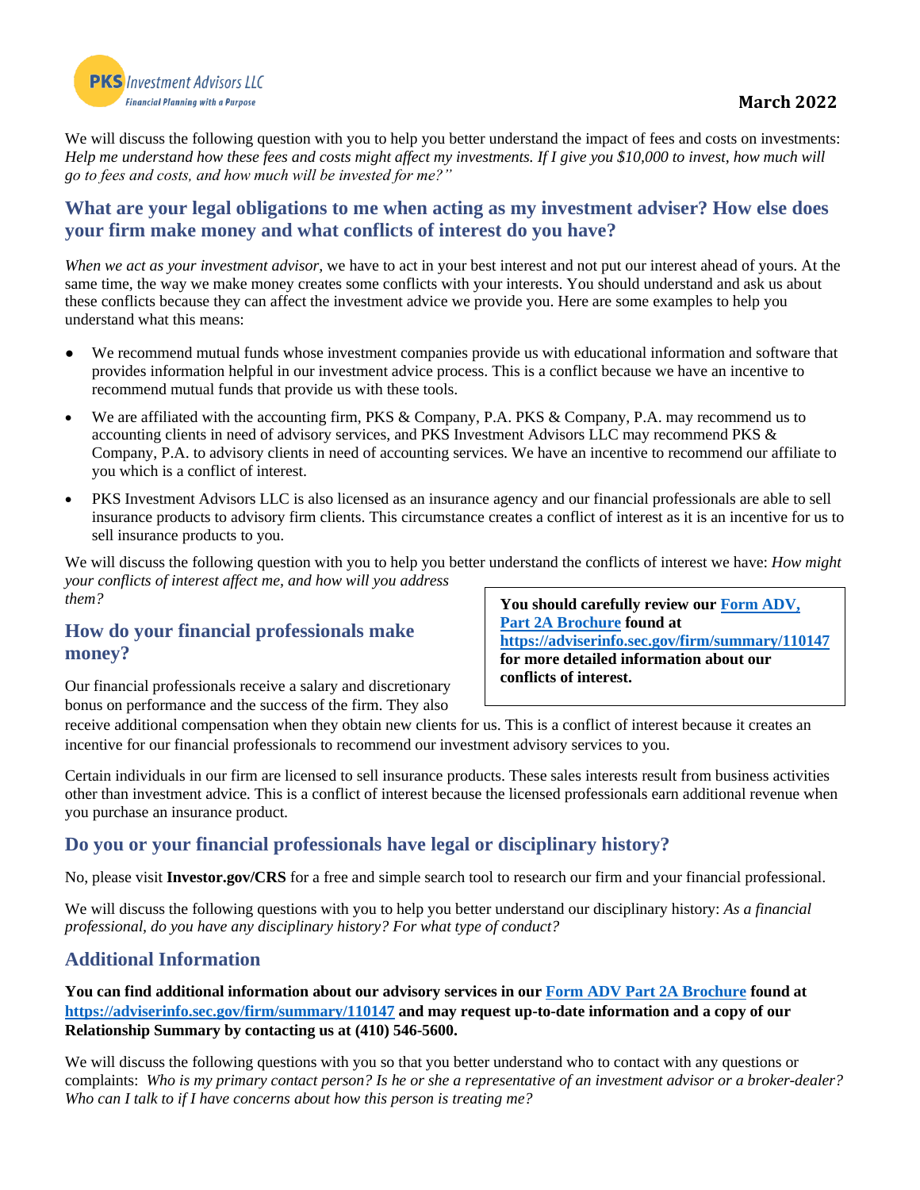We will discuss the following question with you to help you better understand the impact of fees and costs on investments: *Help me understand how these fees and costs might affect my investments. If I give you $10,000 to invest, how much will go to fees and costs, and how much will be invested for me?"*

## What are your legal obligations to me when acting as my investment adviser? How else does your firm make money and what conflicts of interest do you have?

*When we act as your investment advisor,* we have to act in your best interest and not put our interest ahead of yours. At the same time, the way we make money creates some conflicts with your interests. You should understand and ask us about these conflicts because they can affect the investment advice we provide you. Here are some examples to help you understand what this means:

- We recommend mutual funds whose investment companies provide us with educational information and software that provides information helpful in our investment advice process. This is a conflict because we have an incentive to recommend mutual funds that provide us with these tools.
- We are affiliated with the accounting firm, PKS & Company, P.A. PKS & Company, P.A. may recommend us to accounting clients in need of advisory services, and PKS Investment Advisors LLC may recommend PKS & Company, P.A. to advisory clients in need of accounting services. We have an incentive to recommend our affiliate to you which is a conflict of interest.
- PKS Investment Advisors LLC is also licensed as an insurance agency and our financial professionals are able to sell insurance products to advisory firm clients. This circumstance creates a conflict of interest as it is an incentive for us to sell insurance products to you.

We will discuss the following question with you to help you better understand the conflicts of interest we have: *How might your conflicts of interest affect me, and how will you address them?*

**You should carefully review our [Form ADV, Part 2A Brochure](https://adviserinfo.sec.gov/firm/summary/110147) found at [https://adviserinfo.sec.gov/firm/summary/110147](https://adviserinfo.sec.gov/firm/summary/110147) for more detailed information about our conflicts of interest.**

## How do your financial professionals make money?

Our financial professionals receive a salary and discretionary bonus on performance and the success of the firm. They also receive additional compensation when they obtain new clients for us. This is a conflict of interest because it creates an incentive for our financial professionals to recommend our investment advisory services to you.

Certain individuals in our firm are licensed to sell insurance products. These sales interests result from business activities other than investment advice. This is a conflict of interest because the licensed professionals earn additional revenue when you purchase an insurance product.

## Do you or your financial professionals have legal or disciplinary history?

No, please visit **Investor.gov/CRS** for a free and simple search tool to research our firm and your financial professional.

We will discuss the following questions with you to help you better understand our disciplinary history: *As a financial professional, do you have any disciplinary history? For what type of conduct?*

## Additional Information

**You can find additional information about our advisory services in our [Form ADV Part 2A Brochure](https://adviserinfo.sec.gov/firm/summary/110147) found at [https://adviserinfo.sec.gov/firm/summary/110147](https://adviserinfo.sec.gov/firm/summary/110147) and may request up-to-date information and a copy of our Relationship Summary by contacting us at (410) 546-5600.**

We will discuss the following questions with you so that you better understand who to contact with any questions or complaints: *Who is my primary contact person? Is he or she a representative of an investment advisor or a broker-dealer? Who can I talk to if I have concerns about how this person is treating me?*